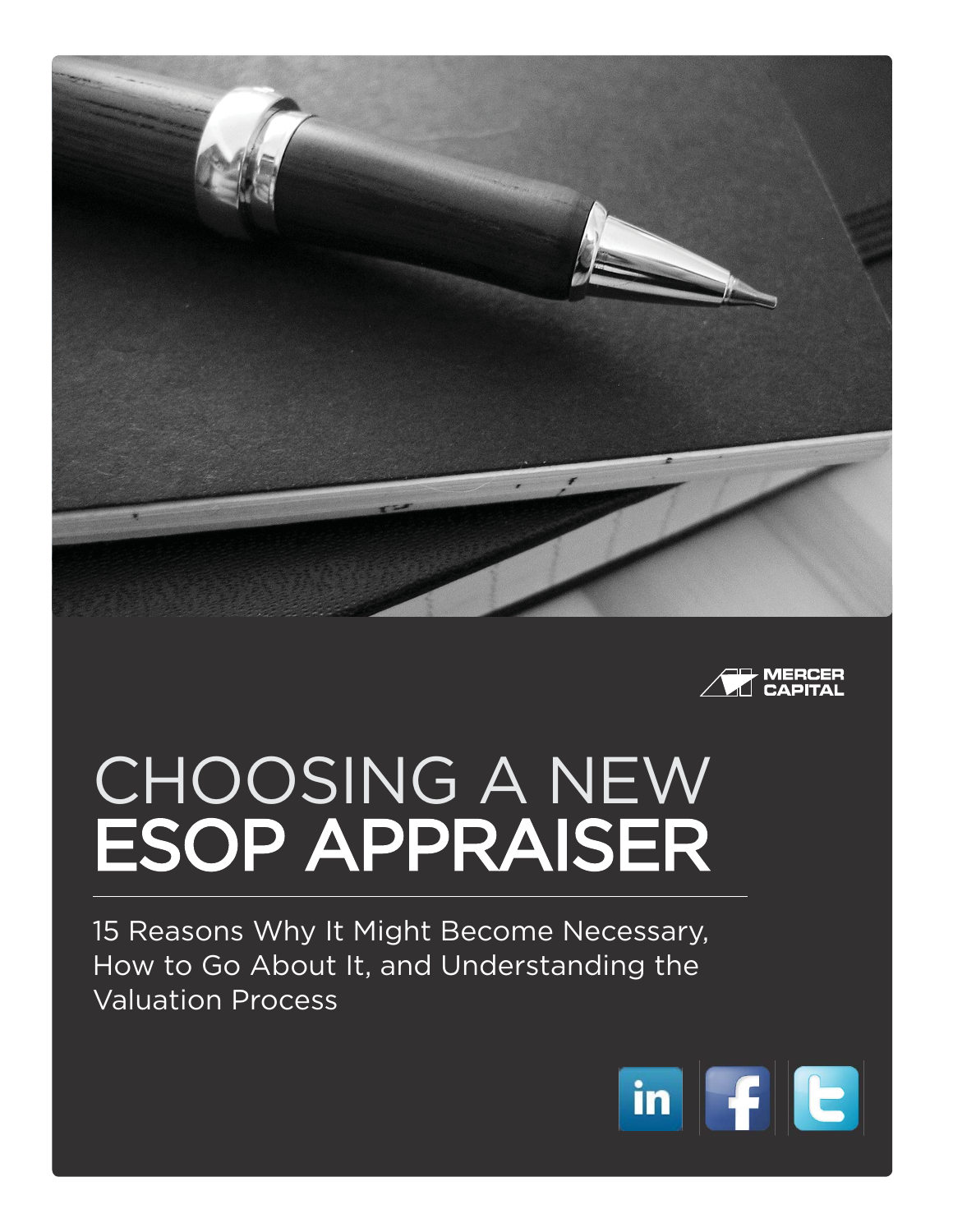MERCER CAPITAL

# CHOOSING A NEW ESOP APPRAISER

15 Reasons Why It Might Become Necessary, How to Go About It, and Understanding the Valuation Process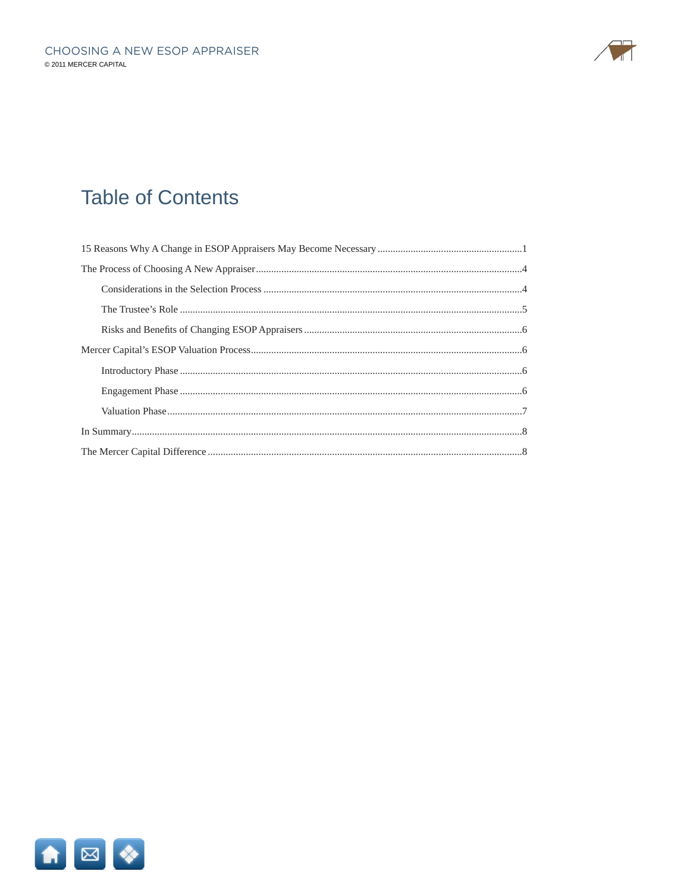# Table of Contents

15 Reasons Why A Change in ESOP Appraisers May Become Necessary .......... 1

The Process of Choosing A New Appraiser .......... 4

- Considerations in the Selection Process .......... 4
- The Trustee's Role .......... 5
- Risks and Benefits of Changing ESOP Appraisers .......... 6

Mercer Capital's ESOP Valuation Process .......... 6

- Introductory Phase .......... 6
- Engagement Phase .......... 6
- Valuation Phase .......... 7

In Summary .......... 8

The Mercer Capital Difference .......... 8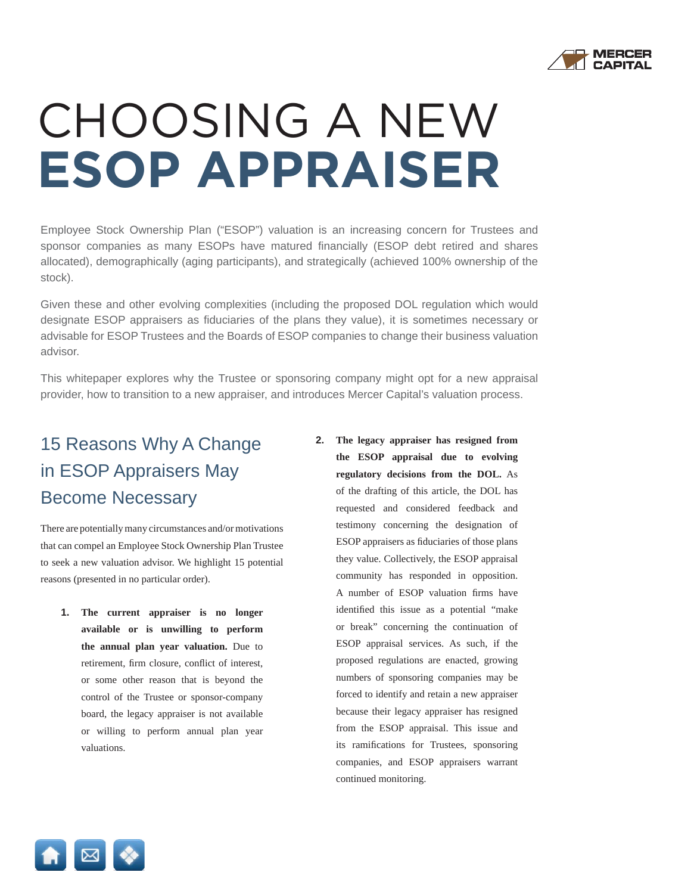# CHOOSING A NEW ESOP APPRAISER

Employee Stock Ownership Plan ("ESOP") valuation is an increasing concern for Trustees and sponsor companies as many ESOPs have matured financially (ESOP debt retired and shares allocated), demographically (aging participants), and strategically (achieved 100% ownership of the stock).

Given these and other evolving complexities (including the proposed DOL regulation which would designate ESOP appraisers as fiduciaries of the plans they value), it is sometimes necessary or advisable for ESOP Trustees and the Boards of ESOP companies to change their business valuation advisor.

This whitepaper explores why the Trustee or sponsoring company might opt for a new appraisal provider, how to transition to a new appraiser, and introduces Mercer Capital's valuation process.

## 15 Reasons Why A Change in ESOP Appraisers May Become Necessary

There are potentially many circumstances and/or motivations that can compel an Employee Stock Ownership Plan Trustee to seek a new valuation advisor. We highlight 15 potential reasons (presented in no particular order).

1. **The current appraiser is no longer available or is unwilling to perform the annual plan year valuation.** Due to retirement, firm closure, conflict of interest, or some other reason that is beyond the control of the Trustee or sponsor-company board, the legacy appraiser is not available or willing to perform annual plan year valuations.

2. **The legacy appraiser has resigned from the ESOP appraisal due to evolving regulatory decisions from the DOL.** As of the drafting of this article, the DOL has requested and considered feedback and testimony concerning the designation of ESOP appraisers as fiduciaries of those plans they value. Collectively, the ESOP appraisal community has responded in opposition. A number of ESOP valuation firms have identified this issue as a potential "make or break" concerning the continuation of ESOP appraisal services. As such, if the proposed regulations are enacted, growing numbers of sponsoring companies may be forced to identify and retain a new appraiser because their legacy appraiser has resigned from the ESOP appraisal. This issue and its ramifications for Trustees, sponsoring companies, and ESOP appraisers warrant continued monitoring.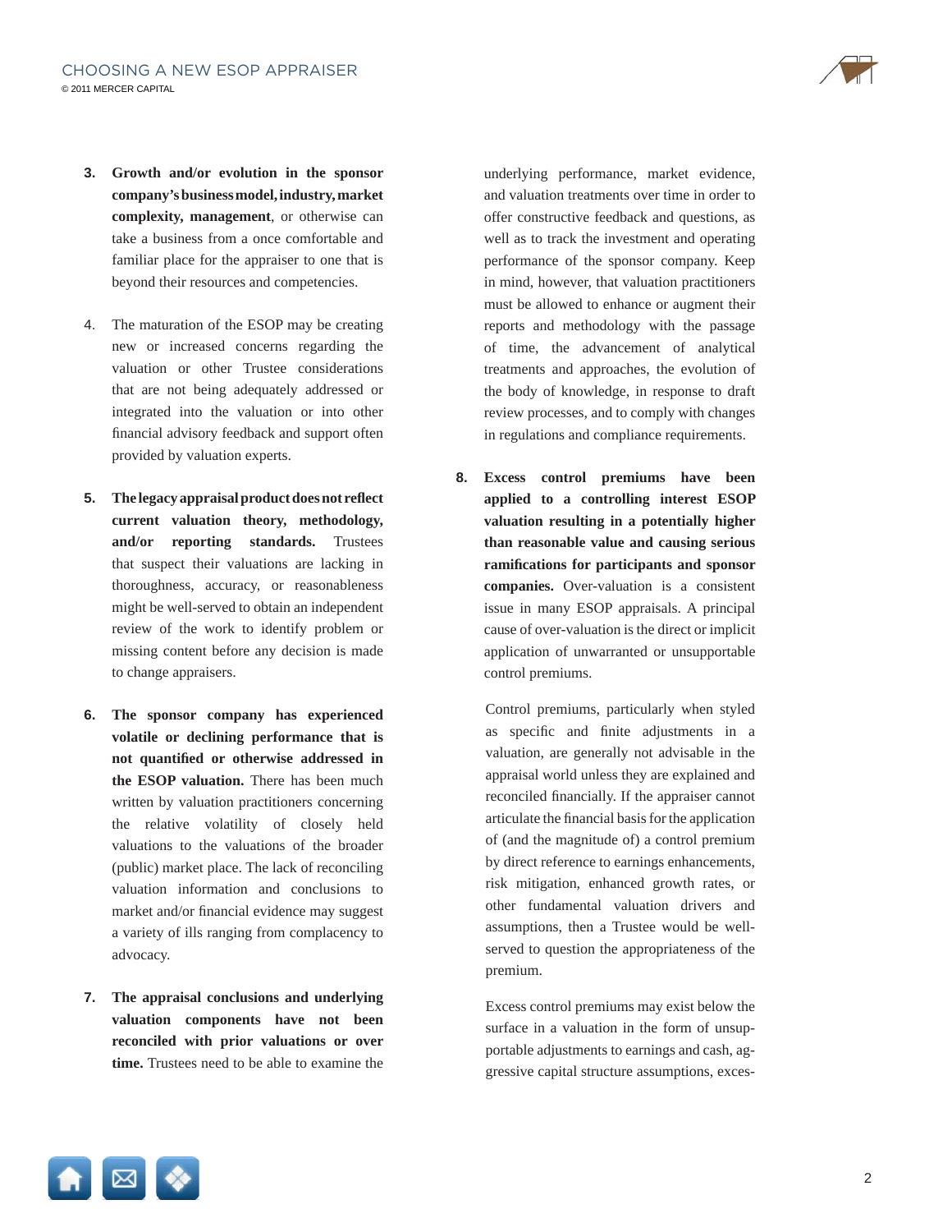3. **Growth and/or evolution in the sponsor company's business model, industry, market complexity, management**, or otherwise can take a business from a once comfortable and familiar place for the appraiser to one that is beyond their resources and competencies.

4. The maturation of the ESOP may be creating new or increased concerns regarding the valuation or other Trustee considerations that are not being adequately addressed or integrated into the valuation or into other financial advisory feedback and support often provided by valuation experts.

5. **The legacy appraisal product does not reflect current valuation theory, methodology, and/or reporting standards.** Trustees that suspect their valuations are lacking in thoroughness, accuracy, or reasonableness might be well-served to obtain an independent review of the work to identify problem or missing content before any decision is made to change appraisers.

6. **The sponsor company has experienced volatile or declining performance that is not quantified or otherwise addressed in the ESOP valuation.** There has been much written by valuation practitioners concerning the relative volatility of closely held valuations to the valuations of the broader (public) market place. The lack of reconciling valuation information and conclusions to market and/or financial evidence may suggest a variety of ills ranging from complacency to advocacy.

7. **The appraisal conclusions and underlying valuation components have not been reconciled with prior valuations or over time.** Trustees need to be able to examine the underlying performance, market evidence, and valuation treatments over time in order to offer constructive feedback and questions, as well as to track the investment and operating performance of the sponsor company. Keep in mind, however, that valuation practitioners must be allowed to enhance or augment their reports and methodology with the passage of time, the advancement of analytical treatments and approaches, the evolution of the body of knowledge, in response to draft review processes, and to comply with changes in regulations and compliance requirements.

8. **Excess control premiums have been applied to a controlling interest ESOP valuation resulting in a potentially higher than reasonable value and causing serious ramifications for participants and sponsor companies.** Over-valuation is a consistent issue in many ESOP appraisals. A principal cause of over-valuation is the direct or implicit application of unwarranted or unsupportable control premiums.

   Control premiums, particularly when styled as specific and finite adjustments in a valuation, are generally not advisable in the appraisal world unless they are explained and reconciled financially. If the appraiser cannot articulate the financial basis for the application of (and the magnitude of) a control premium by direct reference to earnings enhancements, risk mitigation, enhanced growth rates, or other fundamental valuation drivers and assumptions, then a Trustee would be well-served to question the appropriateness of the premium.

   Excess control premiums may exist below the surface in a valuation in the form of unsupportable adjustments to earnings and cash, aggressive capital structure assumptions, exces-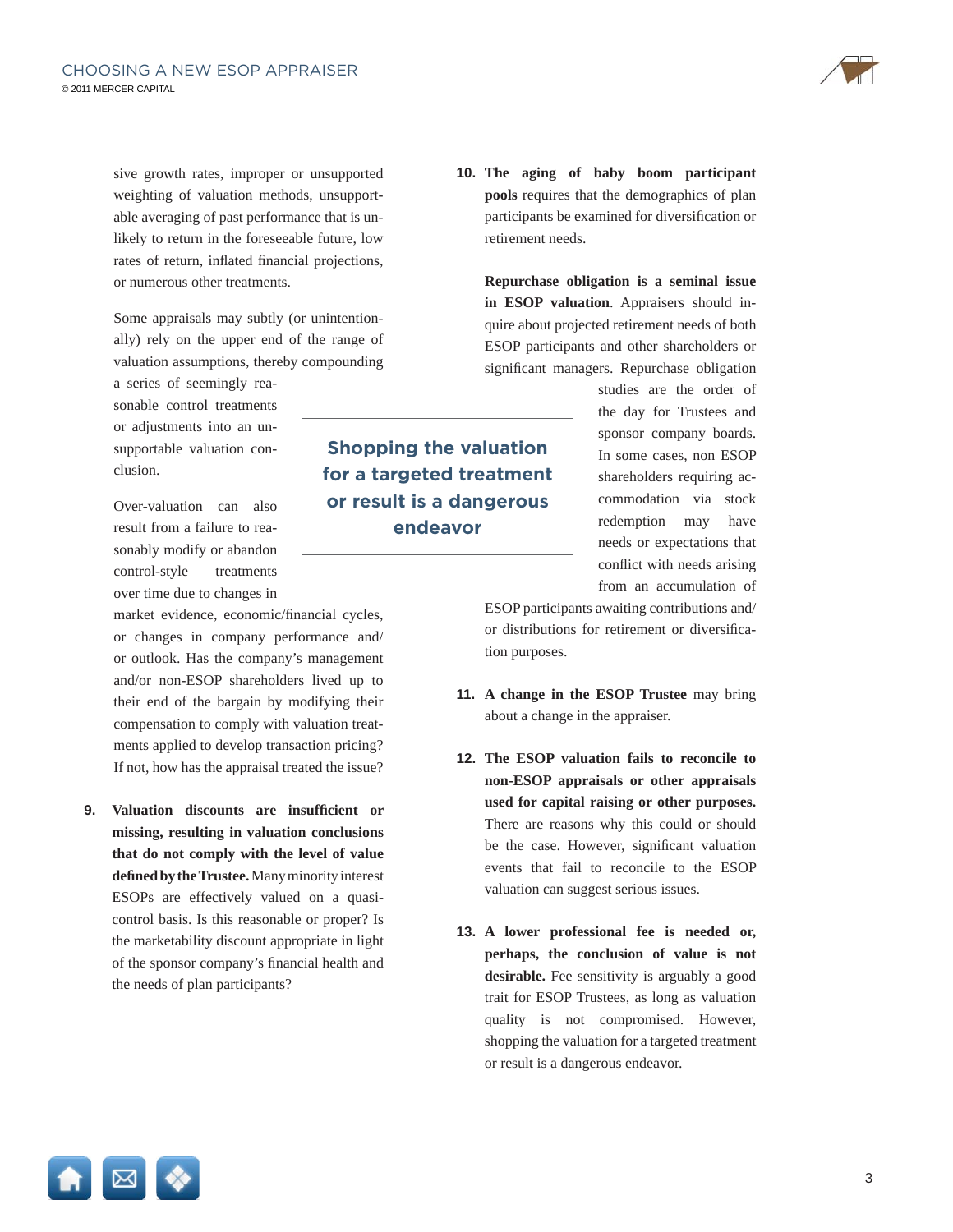sive growth rates, improper or unsupported weighting of valuation methods, unsupportable averaging of past performance that is unlikely to return in the foreseeable future, low rates of return, inflated financial projections, or numerous other treatments.

Some appraisals may subtly (or unintentionally) rely on the upper end of the range of valuation assumptions, thereby compounding a series of seemingly reasonable control treatments or adjustments into an unsupportable valuation conclusion.

Over-valuation can also result from a failure to reasonably modify or abandon control-style treatments over time due to changes in market evidence, economic/financial cycles, or changes in company performance and/or outlook. Has the company's management and/or non-ESOP shareholders lived up to their end of the bargain by modifying their compensation to comply with valuation treatments applied to develop transaction pricing? If not, how has the appraisal treated the issue?

**Shopping the valuation for a targeted treatment or result is a dangerous endeavor**

9. **Valuation discounts are insufficient or missing, resulting in valuation conclusions that do not comply with the level of value defined by the Trustee.** Many minority interest ESOPs are effectively valued on a quasi-control basis. Is this reasonable or proper? Is the marketability discount appropriate in light of the sponsor company's financial health and the needs of plan participants?

10. **The aging of baby boom participant pools** requires that the demographics of plan participants be examined for diversification or retirement needs.

    **Repurchase obligation is a seminal issue in ESOP valuation**. Appraisers should inquire about projected retirement needs of both ESOP participants and other shareholders or significant managers. Repurchase obligation studies are the order of the day for Trustees and sponsor company boards. In some cases, non ESOP shareholders requiring accommodation via stock redemption may have needs or expectations that conflict with needs arising from an accumulation of ESOP participants awaiting contributions and/or distributions for retirement or diversification purposes.

11. **A change in the ESOP Trustee** may bring about a change in the appraiser.

12. **The ESOP valuation fails to reconcile to non-ESOP appraisals or other appraisals used for capital raising or other purposes.** There are reasons why this could or should be the case. However, significant valuation events that fail to reconcile to the ESOP valuation can suggest serious issues.

13. **A lower professional fee is needed or, perhaps, the conclusion of value is not desirable.** Fee sensitivity is arguably a good trait for ESOP Trustees, as long as valuation quality is not compromised. However, shopping the valuation for a targeted treatment or result is a dangerous endeavor.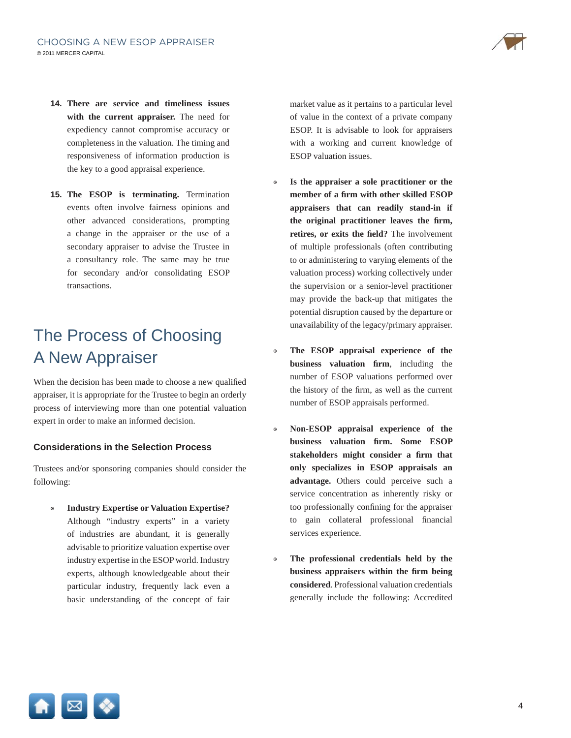14. **There are service and timeliness issues with the current appraiser.** The need for expediency cannot compromise accuracy or completeness in the valuation. The timing and responsiveness of information production is the key to a good appraisal experience.

15. **The ESOP is terminating.** Termination events often involve fairness opinions and other advanced considerations, prompting a change in the appraiser or the use of a secondary appraiser to advise the Trustee in a consultancy role. The same may be true for secondary and/or consolidating ESOP transactions.

## The Process of Choosing A New Appraiser

When the decision has been made to choose a new qualified appraiser, it is appropriate for the Trustee to begin an orderly process of interviewing more than one potential valuation expert in order to make an informed decision.

### Considerations in the Selection Process

Trustees and/or sponsoring companies should consider the following:

- **Industry Expertise or Valuation Expertise?** Although "industry experts" in a variety of industries are abundant, it is generally advisable to prioritize valuation expertise over industry expertise in the ESOP world. Industry experts, although knowledgeable about their particular industry, frequently lack even a basic understanding of the concept of fair market value as it pertains to a particular level of value in the context of a private company ESOP. It is advisable to look for appraisers with a working and current knowledge of ESOP valuation issues.

- **Is the appraiser a sole practitioner or the member of a firm with other skilled ESOP appraisers that can readily stand-in if the original practitioner leaves the firm, retires, or exits the field?** The involvement of multiple professionals (often contributing to or administering to varying elements of the valuation process) working collectively under the supervision or a senior-level practitioner may provide the back-up that mitigates the potential disruption caused by the departure or unavailability of the legacy/primary appraiser.

- **The ESOP appraisal experience of the business valuation firm**, including the number of ESOP valuations performed over the history of the firm, as well as the current number of ESOP appraisals performed.

- **Non-ESOP appraisal experience of the business valuation firm. Some ESOP stakeholders might consider a firm that only specializes in ESOP appraisals an advantage.** Others could perceive such a service concentration as inherently risky or too professionally confining for the appraiser to gain collateral professional financial services experience.

- **The professional credentials held by the business appraisers within the firm being considered**. Professional valuation credentials generally include the following: Accredited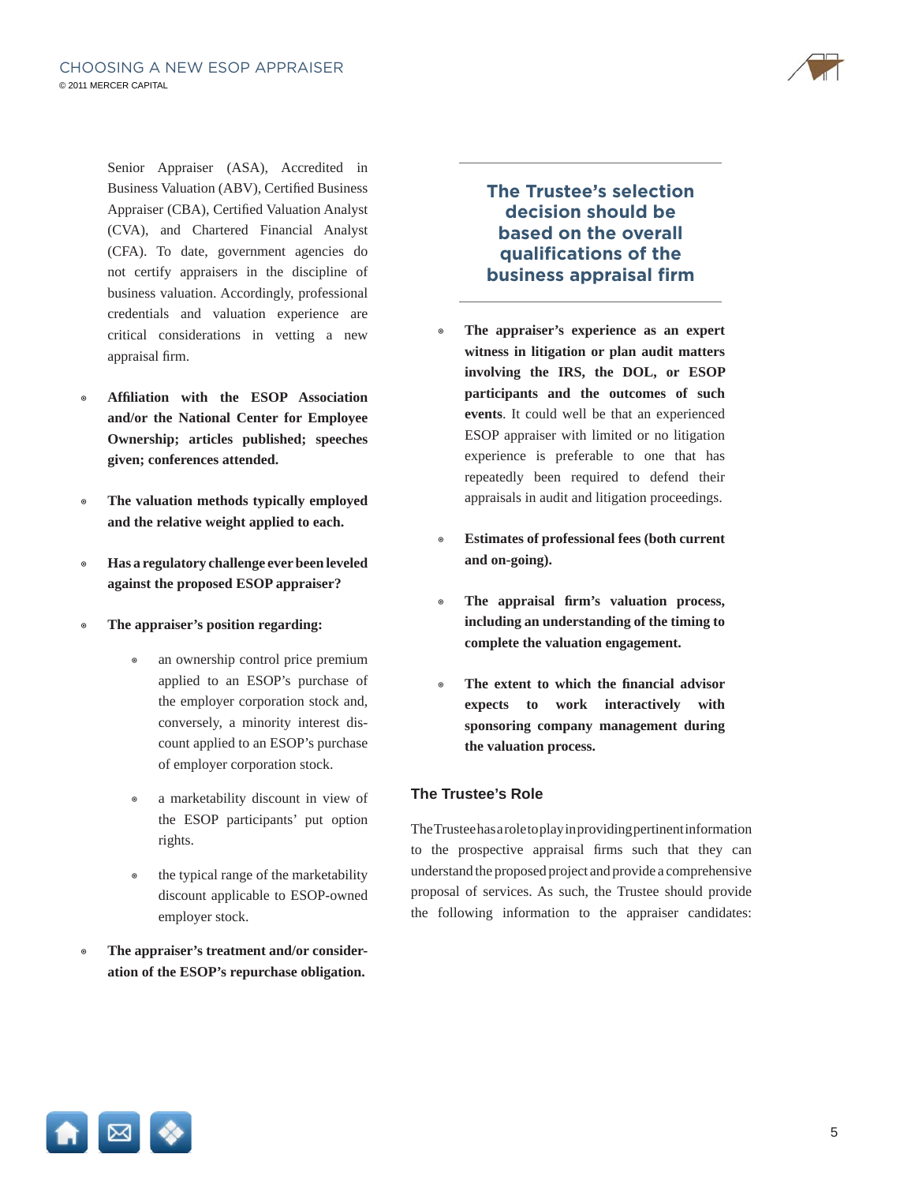Senior Appraiser (ASA), Accredited in Business Valuation (ABV), Certified Business Appraiser (CBA), Certified Valuation Analyst (CVA), and Chartered Financial Analyst (CFA). To date, government agencies do not certify appraisers in the discipline of business valuation. Accordingly, professional credentials and valuation experience are critical considerations in vetting a new appraisal firm.

- **Affiliation with the ESOP Association and/or the National Center for Employee Ownership; articles published; speeches given; conferences attended.**
- **The valuation methods typically employed and the relative weight applied to each.**
- **Has a regulatory challenge ever been leveled against the proposed ESOP appraiser?**
- **The appraiser's position regarding:**
    - an ownership control price premium applied to an ESOP's purchase of the employer corporation stock and, conversely, a minority interest discount applied to an ESOP's purchase of employer corporation stock.
    - a marketability discount in view of the ESOP participants' put option rights.
    - the typical range of the marketability discount applicable to ESOP-owned employer stock.
- **The appraiser's treatment and/or consideration of the ESOP's repurchase obligation.**

**The Trustee's selection decision should be based on the overall qualifications of the business appraisal firm**

- **The appraiser's experience as an expert witness in litigation or plan audit matters involving the IRS, the DOL, or ESOP participants and the outcomes of such events**. It could well be that an experienced ESOP appraiser with limited or no litigation experience is preferable to one that has repeatedly been required to defend their appraisals in audit and litigation proceedings.
- **Estimates of professional fees (both current and on-going).**
- **The appraisal firm's valuation process, including an understanding of the timing to complete the valuation engagement.**
- **The extent to which the financial advisor expects to work interactively with sponsoring company management during the valuation process.**

### The Trustee's Role

The Trustee has a role to play in providing pertinent information to the prospective appraisal firms such that they can understand the proposed project and provide a comprehensive proposal of services. As such, the Trustee should provide the following information to the appraiser candidates: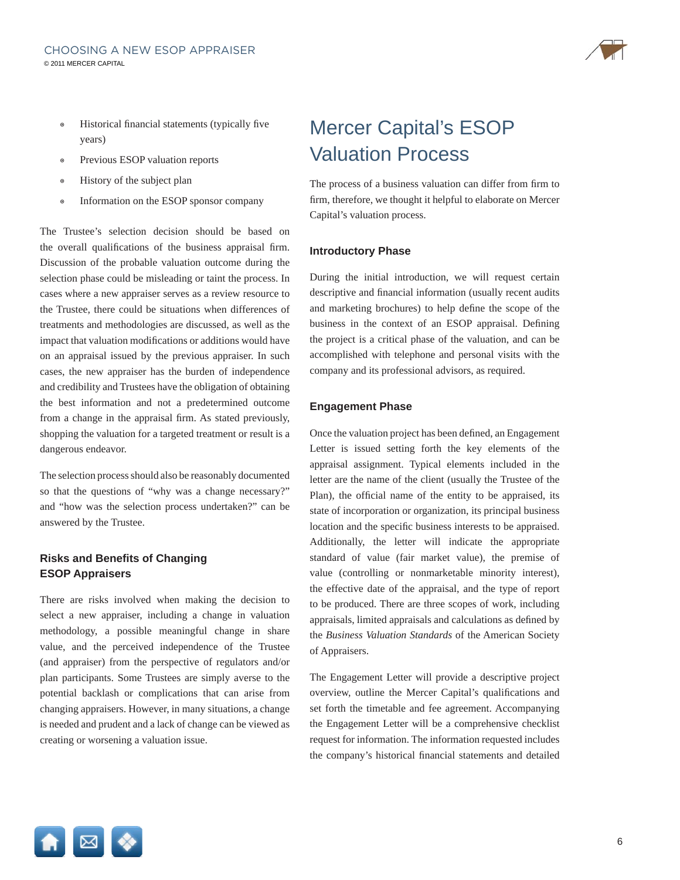- Historical financial statements (typically five years)
- Previous ESOP valuation reports
- History of the subject plan
- Information on the ESOP sponsor company

The Trustee's selection decision should be based on the overall qualifications of the business appraisal firm. Discussion of the probable valuation outcome during the selection phase could be misleading or taint the process. In cases where a new appraiser serves as a review resource to the Trustee, there could be situations when differences of treatments and methodologies are discussed, as well as the impact that valuation modifications or additions would have on an appraisal issued by the previous appraiser. In such cases, the new appraiser has the burden of independence and credibility and Trustees have the obligation of obtaining the best information and not a predetermined outcome from a change in the appraisal firm. As stated previously, shopping the valuation for a targeted treatment or result is a dangerous endeavor.

The selection process should also be reasonably documented so that the questions of "why was a change necessary?" and "how was the selection process undertaken?" can be answered by the Trustee.

### Risks and Benefits of Changing ESOP Appraisers

There are risks involved when making the decision to select a new appraiser, including a change in valuation methodology, a possible meaningful change in share value, and the perceived independence of the Trustee (and appraiser) from the perspective of regulators and/or plan participants. Some Trustees are simply averse to the potential backlash or complications that can arise from changing appraisers. However, in many situations, a change is needed and prudent and a lack of change can be viewed as creating or worsening a valuation issue.

## Mercer Capital's ESOP Valuation Process

The process of a business valuation can differ from firm to firm, therefore, we thought it helpful to elaborate on Mercer Capital's valuation process.

### Introductory Phase

During the initial introduction, we will request certain descriptive and financial information (usually recent audits and marketing brochures) to help define the scope of the business in the context of an ESOP appraisal. Defining the project is a critical phase of the valuation, and can be accomplished with telephone and personal visits with the company and its professional advisors, as required.

### Engagement Phase

Once the valuation project has been defined, an Engagement Letter is issued setting forth the key elements of the appraisal assignment. Typical elements included in the letter are the name of the client (usually the Trustee of the Plan), the official name of the entity to be appraised, its state of incorporation or organization, its principal business location and the specific business interests to be appraised. Additionally, the letter will indicate the appropriate standard of value (fair market value), the premise of value (controlling or nonmarketable minority interest), the effective date of the appraisal, and the type of report to be produced. There are three scopes of work, including appraisals, limited appraisals and calculations as defined by the *Business Valuation Standards* of the American Society of Appraisers.

The Engagement Letter will provide a descriptive project overview, outline the Mercer Capital's qualifications and set forth the timetable and fee agreement. Accompanying the Engagement Letter will be a comprehensive checklist request for information. The information requested includes the company's historical financial statements and detailed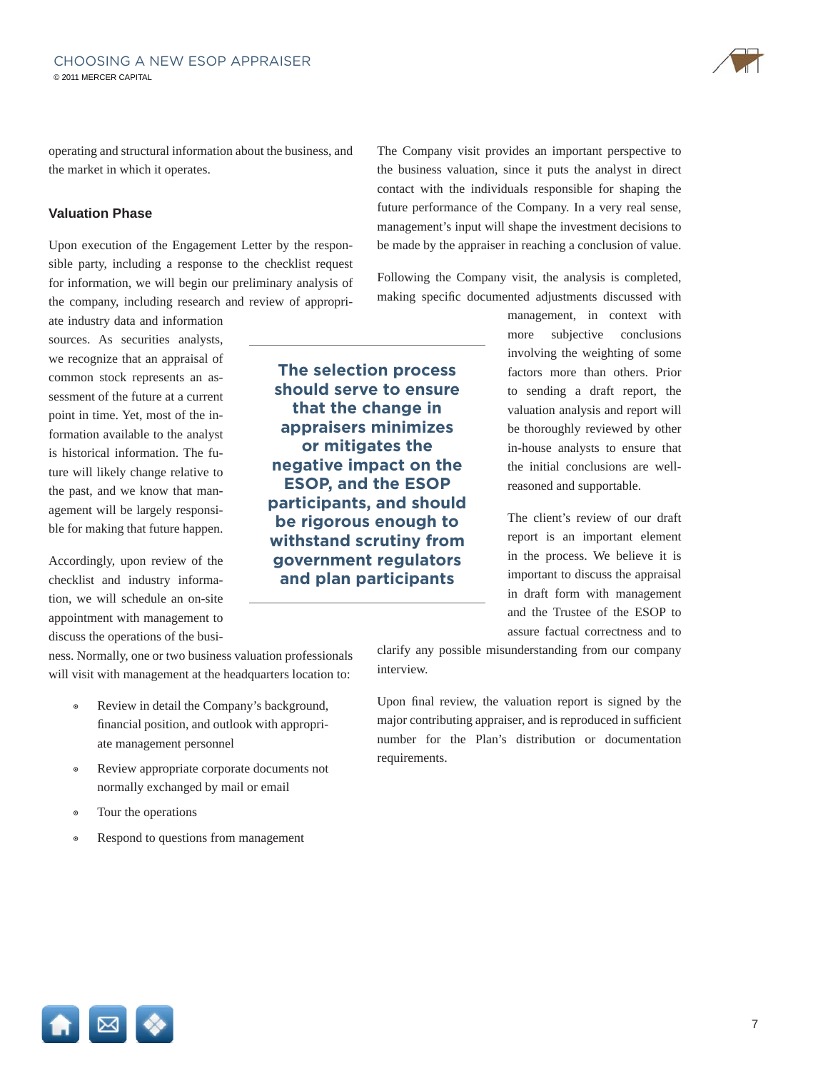operating and structural information about the business, and the market in which it operates.

### Valuation Phase

Upon execution of the Engagement Letter by the responsible party, including a response to the checklist request for information, we will begin our preliminary analysis of the company, including research and review of appropriate industry data and information sources. As securities analysts, we recognize that an appraisal of common stock represents an assessment of the future at a current point in time. Yet, most of the information available to the analyst is historical information. The future will likely change relative to the past, and we know that management will be largely responsible for making that future happen.

Accordingly, upon review of the checklist and industry information, we will schedule an on-site appointment with management to discuss the operations of the business. Normally, one or two business valuation professionals will visit with management at the headquarters location to:

- Review in detail the Company's background, financial position, and outlook with appropriate management personnel
- Review appropriate corporate documents not normally exchanged by mail or email
- Tour the operations
- Respond to questions from management

The Company visit provides an important perspective to the business valuation, since it puts the analyst in direct contact with the individuals responsible for shaping the future performance of the Company. In a very real sense, management's input will shape the investment decisions to be made by the appraiser in reaching a conclusion of value.

Following the Company visit, the analysis is completed, making specific documented adjustments discussed with management, in context with more subjective conclusions involving the weighting of some factors more than others. Prior to sending a draft report, the valuation analysis and report will be thoroughly reviewed by other in-house analysts to ensure that the initial conclusions are well-reasoned and supportable.

**The selection process should serve to ensure that the change in appraisers minimizes or mitigates the negative impact on the ESOP, and the ESOP participants, and should be rigorous enough to withstand scrutiny from government regulators and plan participants**

The client's review of our draft report is an important element in the process. We believe it is important to discuss the appraisal in draft form with management and the Trustee of the ESOP to assure factual correctness and to clarify any possible misunderstanding from our company interview.

Upon final review, the valuation report is signed by the major contributing appraiser, and is reproduced in sufficient number for the Plan's distribution or documentation requirements.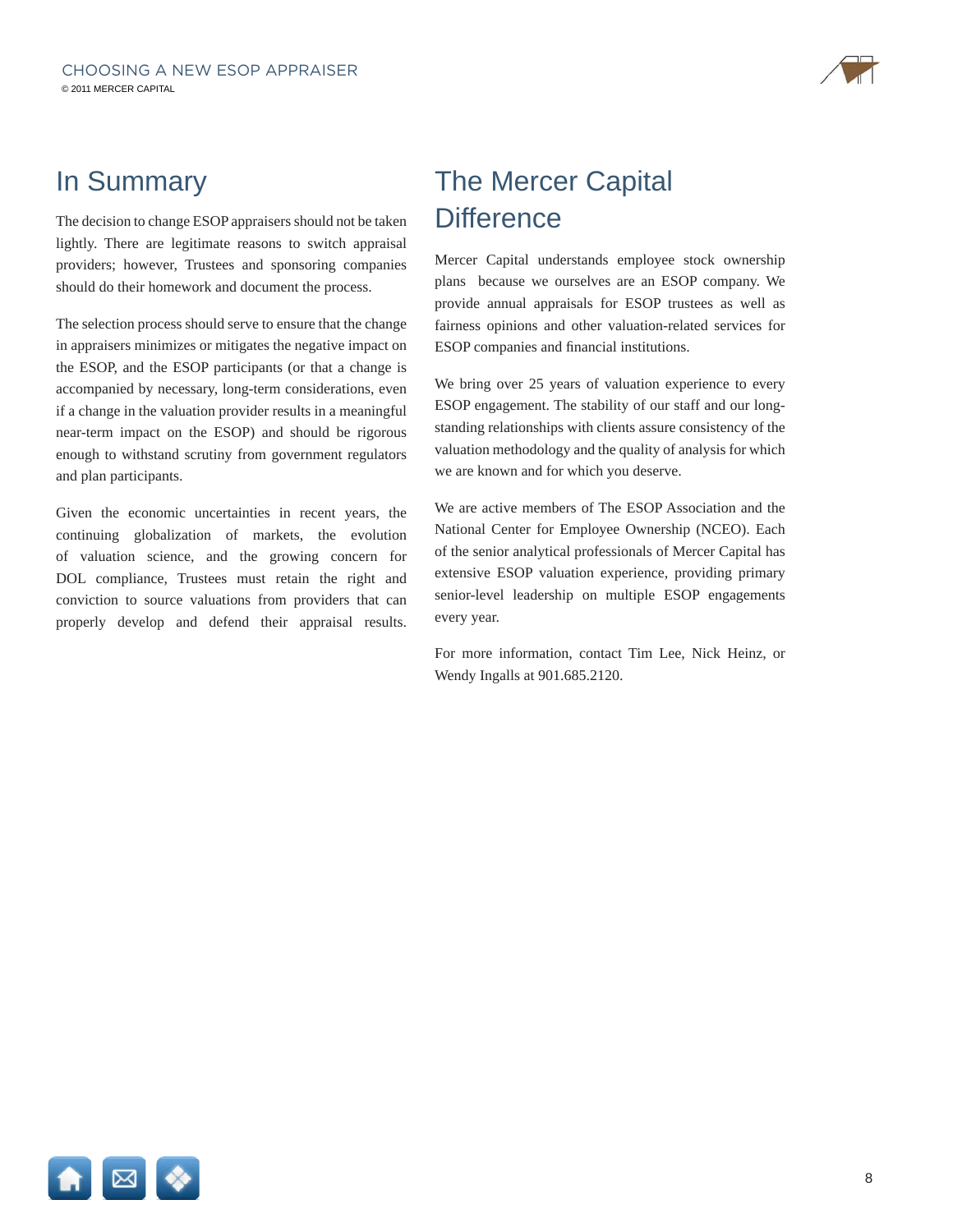## In Summary

The decision to change ESOP appraisers should not be taken lightly. There are legitimate reasons to switch appraisal providers; however, Trustees and sponsoring companies should do their homework and document the process.

The selection process should serve to ensure that the change in appraisers minimizes or mitigates the negative impact on the ESOP, and the ESOP participants (or that a change is accompanied by necessary, long-term considerations, even if a change in the valuation provider results in a meaningful near-term impact on the ESOP) and should be rigorous enough to withstand scrutiny from government regulators and plan participants.

Given the economic uncertainties in recent years, the continuing globalization of markets, the evolution of valuation science, and the growing concern for DOL compliance, Trustees must retain the right and conviction to source valuations from providers that can properly develop and defend their appraisal results.

## The Mercer Capital Difference

Mercer Capital understands employee stock ownership plans because we ourselves are an ESOP company. We provide annual appraisals for ESOP trustees as well as fairness opinions and other valuation-related services for ESOP companies and financial institutions.

We bring over 25 years of valuation experience to every ESOP engagement. The stability of our staff and our long-standing relationships with clients assure consistency of the valuation methodology and the quality of analysis for which we are known and for which you deserve.

We are active members of The ESOP Association and the National Center for Employee Ownership (NCEO). Each of the senior analytical professionals of Mercer Capital has extensive ESOP valuation experience, providing primary senior-level leadership on multiple ESOP engagements every year.

For more information, contact Tim Lee, Nick Heinz, or Wendy Ingalls at 901.685.2120.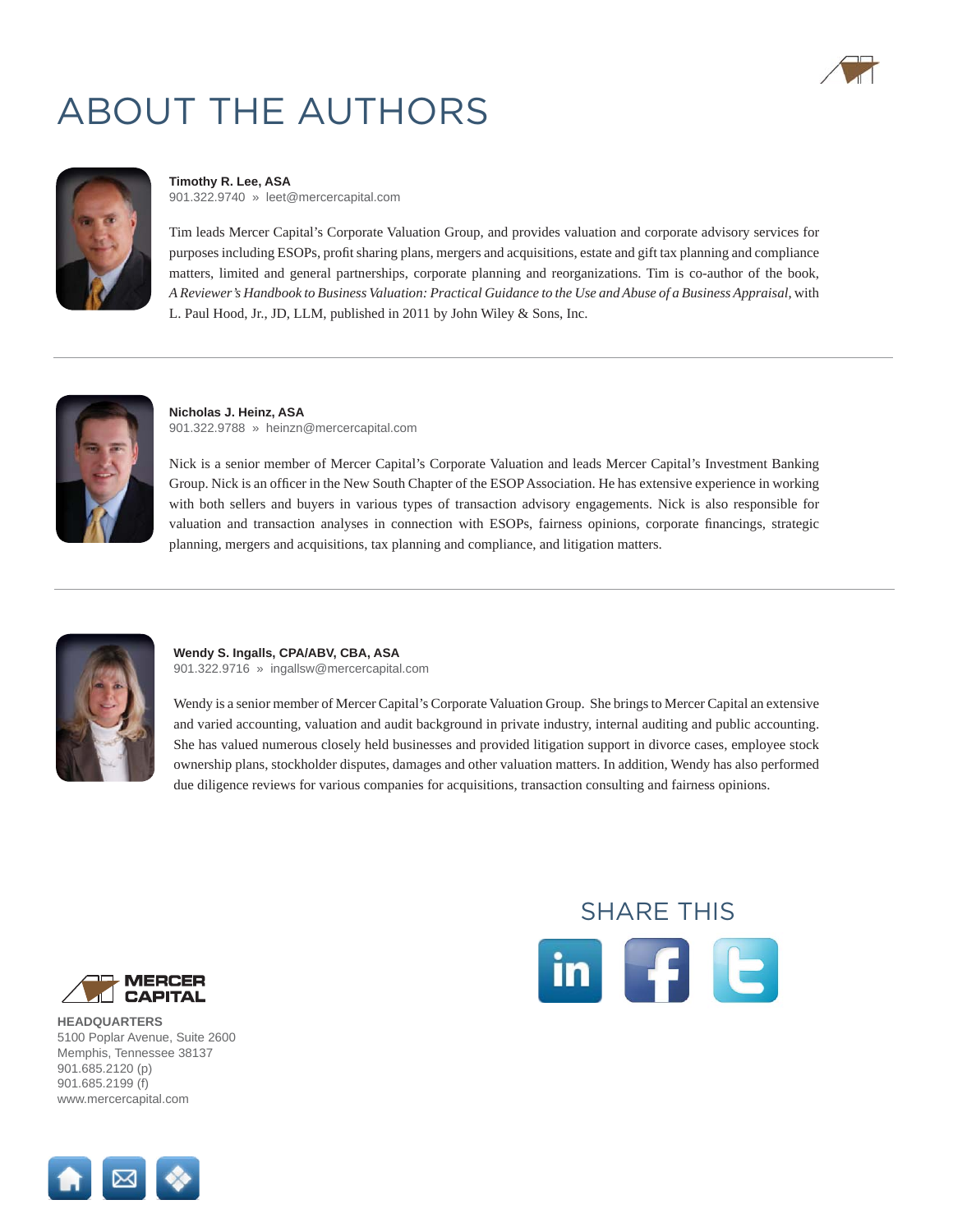# ABOUT THE AUTHORS

**Timothy R. Lee, ASA**
901.322.9740 » leet@mercercapital.com

Tim leads Mercer Capital's Corporate Valuation Group, and provides valuation and corporate advisory services for purposes including ESOPs, profit sharing plans, mergers and acquisitions, estate and gift tax planning and compliance matters, limited and general partnerships, corporate planning and reorganizations. Tim is co-author of the book, *A Reviewer's Handbook to Business Valuation: Practical Guidance to the Use and Abuse of a Business Appraisal*, with L. Paul Hood, Jr., JD, LLM, published in 2011 by John Wiley & Sons, Inc.

---

**Nicholas J. Heinz, ASA**
901.322.9788 » heinzn@mercercapital.com

Nick is a senior member of Mercer Capital's Corporate Valuation and leads Mercer Capital's Investment Banking Group. Nick is an officer in the New South Chapter of the ESOP Association. He has extensive experience in working with both sellers and buyers in various types of transaction advisory engagements. Nick is also responsible for valuation and transaction analyses in connection with ESOPs, fairness opinions, corporate financings, strategic planning, mergers and acquisitions, tax planning and compliance, and litigation matters.

---

**Wendy S. Ingalls, CPA/ABV, CBA, ASA**
901.322.9716 » ingallsw@mercercapital.com

Wendy is a senior member of Mercer Capital's Corporate Valuation Group. She brings to Mercer Capital an extensive and varied accounting, valuation and audit background in private industry, internal auditing and public accounting. She has valued numerous closely held businesses and provided litigation support in divorce cases, employee stock ownership plans, stockholder disputes, damages and other valuation matters. In addition, Wendy has also performed due diligence reviews for various companies for acquisitions, transaction consulting and fairness opinions.

## SHARE THIS

MERCER CAPITAL

**HEADQUARTERS**
5100 Poplar Avenue, Suite 2600
Memphis, Tennessee 38137
901.685.2120 (p)
901.685.2199 (f)
www.mercercapital.com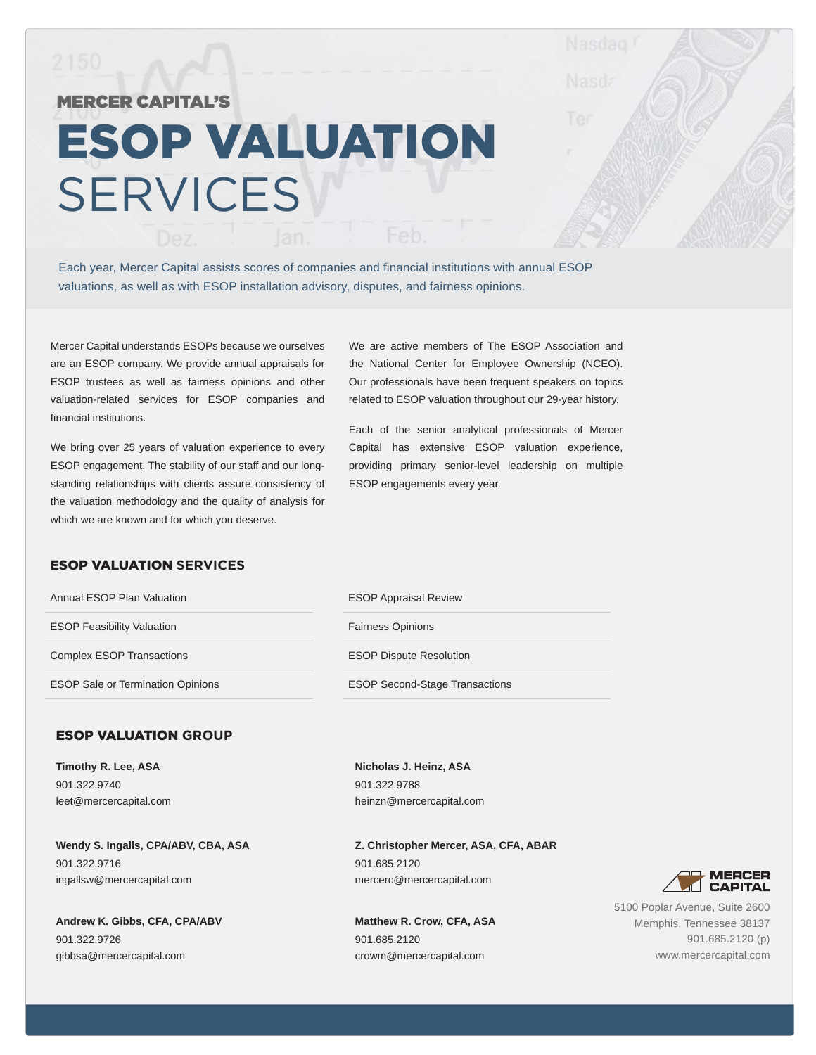MERCER CAPITAL'S

# ESOP VALUATION SERVICES

Each year, Mercer Capital assists scores of companies and financial institutions with annual ESOP valuations, as well as with ESOP installation advisory, disputes, and fairness opinions.

Mercer Capital understands ESOPs because we ourselves are an ESOP company. We provide annual appraisals for ESOP trustees as well as fairness opinions and other valuation-related services for ESOP companies and financial institutions.

We bring over 25 years of valuation experience to every ESOP engagement. The stability of our staff and our long-standing relationships with clients assure consistency of the valuation methodology and the quality of analysis for which we are known and for which you deserve.

We are active members of The ESOP Association and the National Center for Employee Ownership (NCEO). Our professionals have been frequent speakers on topics related to ESOP valuation throughout our 29-year history.

Each of the senior analytical professionals of Mercer Capital has extensive ESOP valuation experience, providing primary senior-level leadership on multiple ESOP engagements every year.

## ESOP VALUATION SERVICES

- Annual ESOP Plan Valuation
- ESOP Feasibility Valuation
- Complex ESOP Transactions
- ESOP Sale or Termination Opinions
- ESOP Appraisal Review
- Fairness Opinions
- ESOP Dispute Resolution
- ESOP Second-Stage Transactions

## ESOP VALUATION GROUP

**Timothy R. Lee, ASA**
901.322.9740
leet@mercercapital.com

**Wendy S. Ingalls, CPA/ABV, CBA, ASA**
901.322.9716
ingallsw@mercercapital.com

**Andrew K. Gibbs, CFA, CPA/ABV**
901.322.9726
gibbsa@mercercapital.com

**Nicholas J. Heinz, ASA**
901.322.9788
heinzn@mercercapital.com

**Z. Christopher Mercer, ASA, CFA, ABAR**
901.685.2120
mercerc@mercercapital.com

**Matthew R. Crow, CFA, ASA**
901.685.2120
crowm@mercercapital.com

MERCER CAPITAL
5100 Poplar Avenue, Suite 2600
Memphis, Tennessee 38137
901.685.2120 (p)
www.mercercapital.com